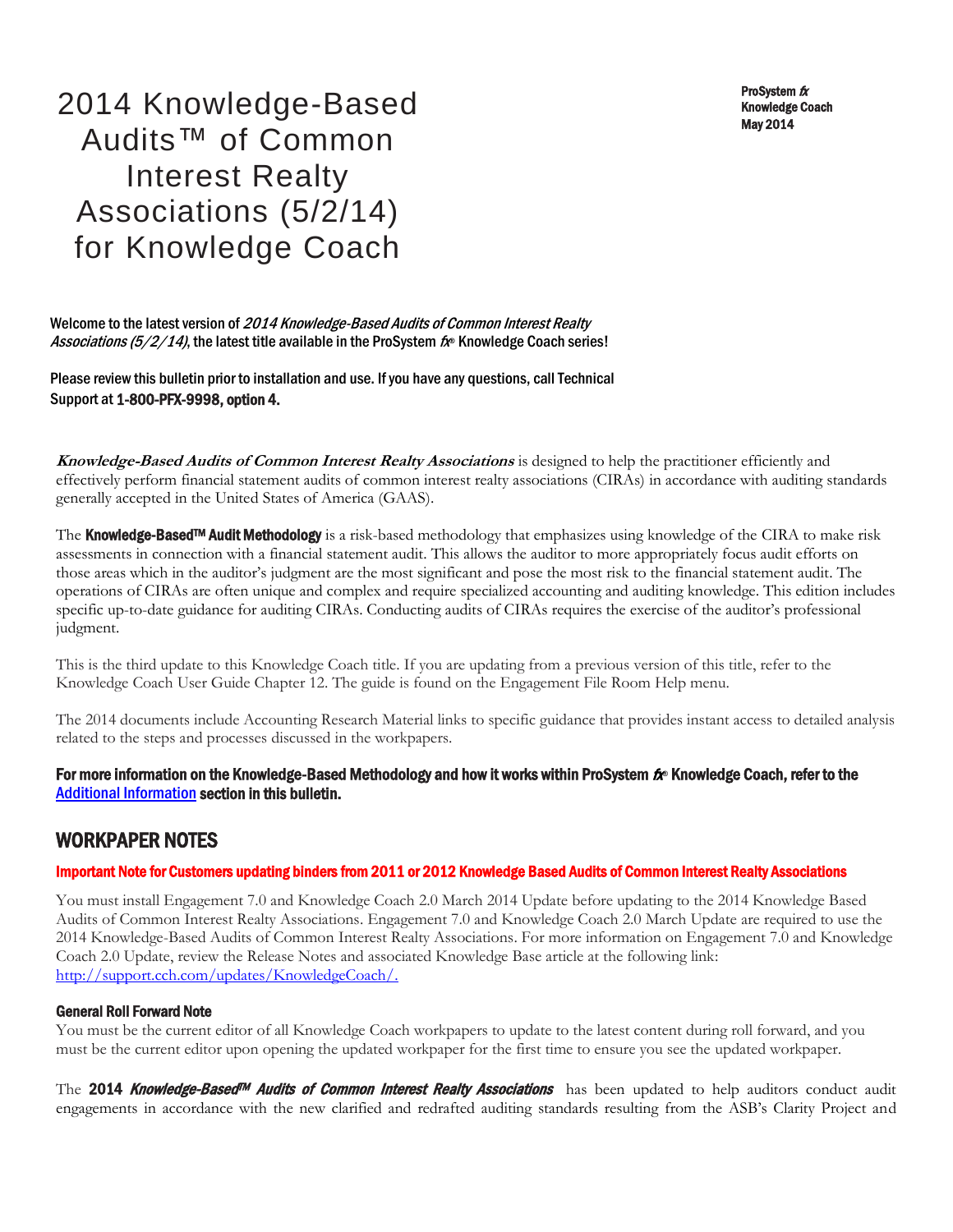# 2014 Knowledge-Based Audits™ of Common Interest Realty Associations (5/2/14) for Knowledge Coach

**ProSystem *fx***
**Knowledge Coach**
**May 2014**

Welcome to the latest version of *2014 Knowledge-Based Audits of Common Interest Realty Associations (5/2/14)*, the latest title available in the ProSystem *fx*® Knowledge Coach series!

Please review this bulletin prior to installation and use. If you have any questions, call Technical Support at **1-800-PFX-9998, option 4.**

***Knowledge-Based Audits of Common Interest Realty Associations*** is designed to help the practitioner efficiently and effectively perform financial statement audits of common interest realty associations (CIRAs) in accordance with auditing standards generally accepted in the United States of America (GAAS).

The **Knowledge-Based™ Audit Methodology** is a risk-based methodology that emphasizes using knowledge of the CIRA to make risk assessments in connection with a financial statement audit. This allows the auditor to more appropriately focus audit efforts on those areas which in the auditor's judgment are the most significant and pose the most risk to the financial statement audit. The operations of CIRAs are often unique and complex and require specialized accounting and auditing knowledge. This edition includes specific up-to-date guidance for auditing CIRAs. Conducting audits of CIRAs requires the exercise of the auditor's professional judgment.

This is the third update to this Knowledge Coach title. If you are updating from a previous version of this title, refer to the Knowledge Coach User Guide Chapter 12. The guide is found on the Engagement File Room Help menu.

The 2014 documents include Accounting Research Material links to specific guidance that provides instant access to detailed analysis related to the steps and processes discussed in the workpapers.

**For more information on the Knowledge-Based Methodology and how it works within ProSystem *fx*® Knowledge Coach, refer to the Additional Information section in this bulletin.**

## WORKPAPER NOTES

### Important Note for Customers updating binders from 2011 or 2012 Knowledge Based Audits of Common Interest Realty Associations

You must install Engagement 7.0 and Knowledge Coach 2.0 March 2014 Update before updating to the 2014 Knowledge Based Audits of Common Interest Realty Associations. Engagement 7.0 and Knowledge Coach 2.0 March Update are required to use the 2014 Knowledge-Based Audits of Common Interest Realty Associations. For more information on Engagement 7.0 and Knowledge Coach 2.0 Update, review the Release Notes and associated Knowledge Base article at the following link: http://support.cch.com/updates/KnowledgeCoach/.

### General Roll Forward Note

You must be the current editor of all Knowledge Coach workpapers to update to the latest content during roll forward, and you must be the current editor upon opening the updated workpaper for the first time to ensure you see the updated workpaper.

The **2014 *Knowledge-Based™ Audits of Common Interest Realty Associations*** has been updated to help auditors conduct audit engagements in accordance with the new clarified and redrafted auditing standards resulting from the ASB's Clarity Project and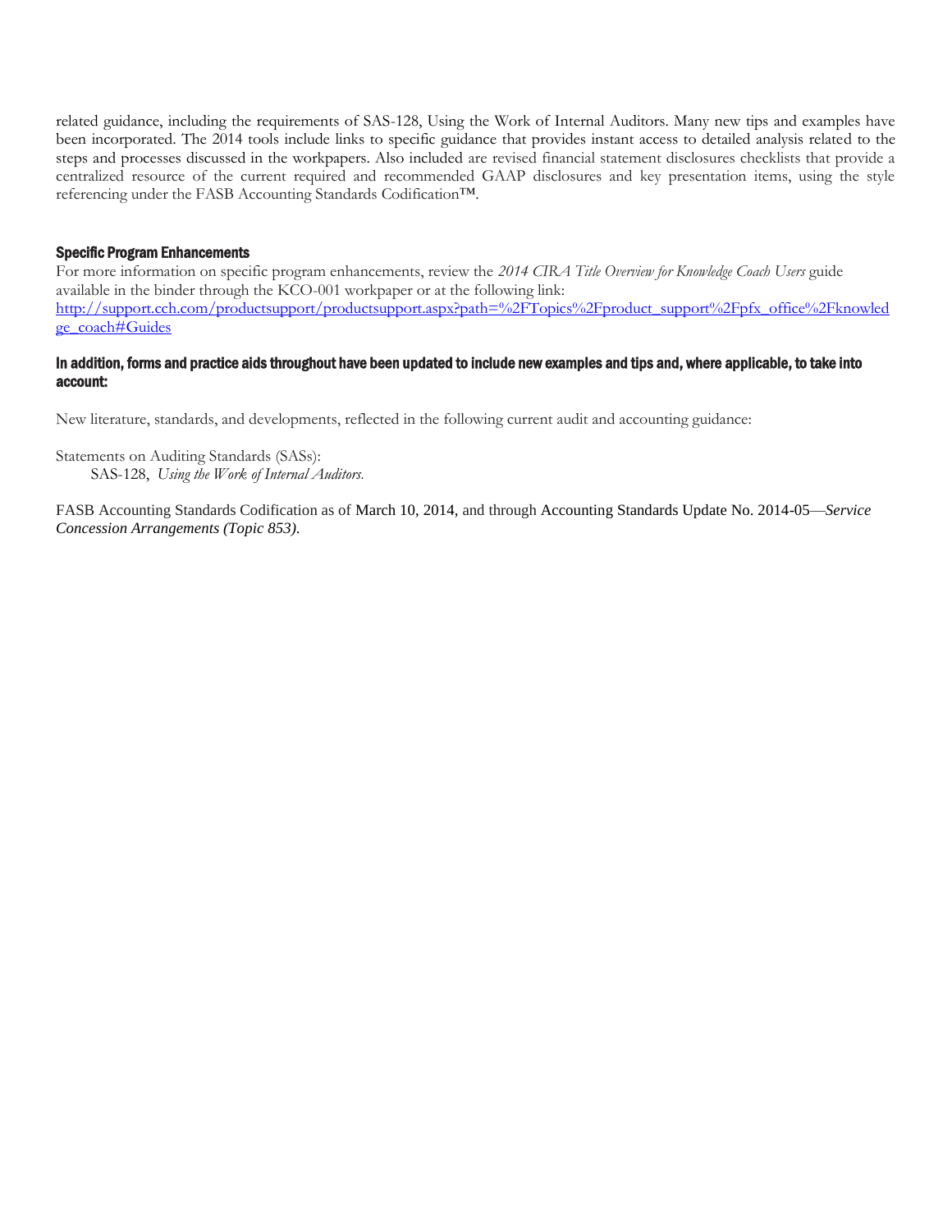related guidance, including the requirements of SAS-128, Using the Work of Internal Auditors. Many new tips and examples have been incorporated. The 2014 tools include links to specific guidance that provides instant access to detailed analysis related to the steps and processes discussed in the workpapers. Also included are revised financial statement disclosures checklists that provide a centralized resource of the current required and recommended GAAP disclosures and key presentation items, using the style referencing under the FASB Accounting Standards Codification™.

### Specific Program Enhancements

For more information on specific program enhancements, review the *2014 CIRA Title Overview for Knowledge Coach Users* guide available in the binder through the KCO-001 workpaper or at the following link:
[http://support.cch.com/productsupport/productsupport.aspx?path=%2FTopics%2Fproduct_support%2Fpfx_office%2Fknowledge_coach#Guides](http://support.cch.com/productsupport/productsupport.aspx?path=%2FTopics%2Fproduct_support%2Fpfx_office%2Fknowledge_coach#Guides)

### In addition, forms and practice aids throughout have been updated to include new examples and tips and, where applicable, to take into account:

New literature, standards, and developments, reflected in the following current audit and accounting guidance:

Statements on Auditing Standards (SASs):
SAS-128, *Using the Work of Internal Auditors.*

FASB Accounting Standards Codification as of March 10, 2014, and through Accounting Standards Update No. 2014-05—*Service Concession Arrangements (Topic 853).*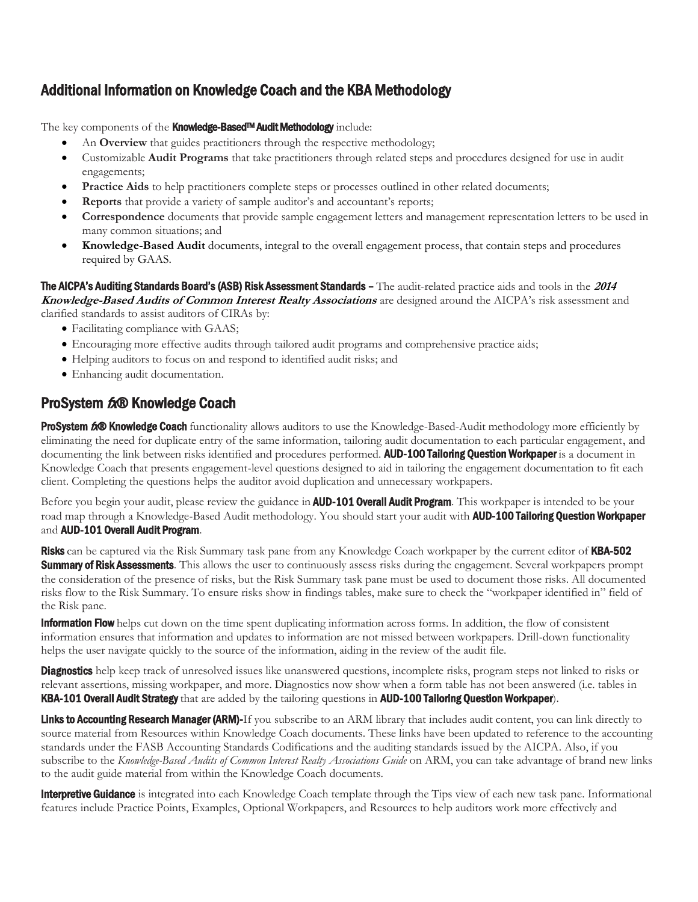## Additional Information on Knowledge Coach and the KBA Methodology

The key components of the **Knowledge-Based™ Audit Methodology** include:

- An **Overview** that guides practitioners through the respective methodology;
- Customizable **Audit Programs** that take practitioners through related steps and procedures designed for use in audit engagements;
- **Practice Aids** to help practitioners complete steps or processes outlined in other related documents;
- **Reports** that provide a variety of sample auditor's and accountant's reports;
- **Correspondence** documents that provide sample engagement letters and management representation letters to be used in many common situations; and
- **Knowledge-Based Audit** documents, integral to the overall engagement process, that contain steps and procedures required by GAAS.

**The AICPA's Auditing Standards Board's (ASB) Risk Assessment Standards** – The audit-related practice aids and tools in the ***2014 Knowledge-Based Audits of Common Interest Realty Associations*** are designed around the AICPA's risk assessment and clarified standards to assist auditors of CIRAs by:

- Facilitating compliance with GAAS;
- Encouraging more effective audits through tailored audit programs and comprehensive practice aids;
- Helping auditors to focus on and respond to identified audit risks; and
- Enhancing audit documentation.

## ProSystem *fx*® Knowledge Coach

**ProSystem *fx*® Knowledge Coach** functionality allows auditors to use the Knowledge-Based-Audit methodology more efficiently by eliminating the need for duplicate entry of the same information, tailoring audit documentation to each particular engagement, and documenting the link between risks identified and procedures performed. **AUD-100 Tailoring Question Workpaper** is a document in Knowledge Coach that presents engagement-level questions designed to aid in tailoring the engagement documentation to fit each client. Completing the questions helps the auditor avoid duplication and unnecessary workpapers.

Before you begin your audit, please review the guidance in **AUD-101 Overall Audit Program**. This workpaper is intended to be your road map through a Knowledge-Based Audit methodology. You should start your audit with **AUD-100 Tailoring Question Workpaper** and **AUD-101 Overall Audit Program**.

**Risks** can be captured via the Risk Summary task pane from any Knowledge Coach workpaper by the current editor of **KBA-502 Summary of Risk Assessments**. This allows the user to continuously assess risks during the engagement. Several workpapers prompt the consideration of the presence of risks, but the Risk Summary task pane must be used to document those risks. All documented risks flow to the Risk Summary. To ensure risks show in findings tables, make sure to check the "workpaper identified in" field of the Risk pane.

**Information Flow** helps cut down on the time spent duplicating information across forms. In addition, the flow of consistent information ensures that information and updates to information are not missed between workpapers. Drill-down functionality helps the user navigate quickly to the source of the information, aiding in the review of the audit file.

**Diagnostics** help keep track of unresolved issues like unanswered questions, incomplete risks, program steps not linked to risks or relevant assertions, missing workpaper, and more. Diagnostics now show when a form table has not been answered (i.e. tables in **KBA-101 Overall Audit Strategy** that are added by the tailoring questions in **AUD-100 Tailoring Question Workpaper**).

**Links to Accounting Research Manager (ARM)-**If you subscribe to an ARM library that includes audit content, you can link directly to source material from Resources within Knowledge Coach documents. These links have been updated to reference to the accounting standards under the FASB Accounting Standards Codifications and the auditing standards issued by the AICPA. Also, if you subscribe to the *Knowledge-Based Audits of Common Interest Realty Associations Guide* on ARM, you can take advantage of brand new links to the audit guide material from within the Knowledge Coach documents.

**Interpretive Guidance** is integrated into each Knowledge Coach template through the Tips view of each new task pane. Informational features include Practice Points, Examples, Optional Workpapers, and Resources to help auditors work more effectively and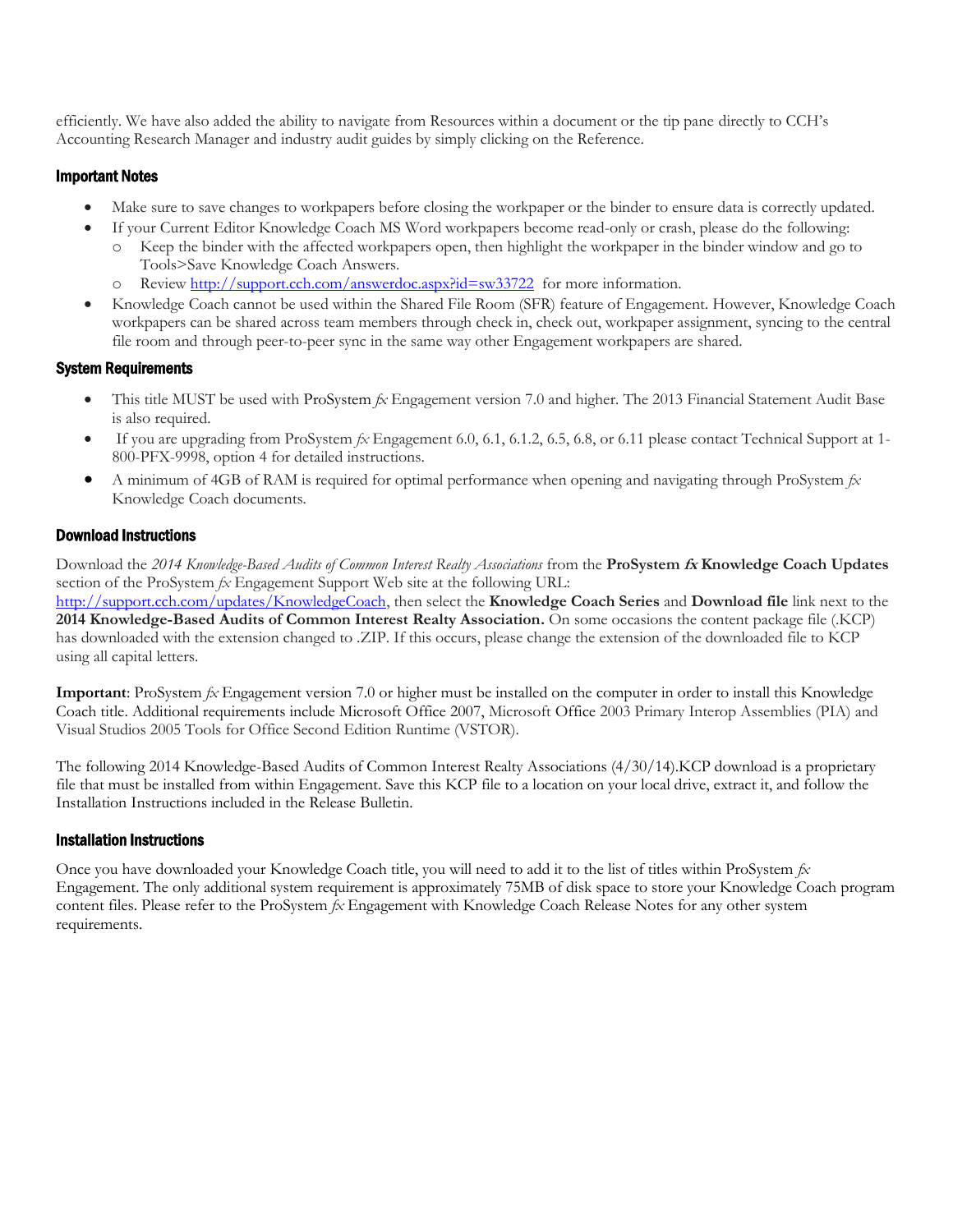efficiently. We have also added the ability to navigate from Resources within a document or the tip pane directly to CCH's Accounting Research Manager and industry audit guides by simply clicking on the Reference.

### Important Notes

- Make sure to save changes to workpapers before closing the workpaper or the binder to ensure data is correctly updated.
- If your Current Editor Knowledge Coach MS Word workpapers become read-only or crash, please do the following:
  - Keep the binder with the affected workpapers open, then highlight the workpaper in the binder window and go to Tools>Save Knowledge Coach Answers.
  - Review [http://support.cch.com/answerdoc.aspx?id=sw33722](http://support.cch.com/answerdoc.aspx?id=sw33722) for more information.
- Knowledge Coach cannot be used within the Shared File Room (SFR) feature of Engagement. However, Knowledge Coach workpapers can be shared across team members through check in, check out, workpaper assignment, syncing to the central file room and through peer-to-peer sync in the same way other Engagement workpapers are shared.

### System Requirements

- This title MUST be used with ProSystem *fx* Engagement version 7.0 and higher. The 2013 Financial Statement Audit Base is also required.
- If you are upgrading from ProSystem *fx* Engagement 6.0, 6.1, 6.1.2, 6.5, 6.8, or 6.11 please contact Technical Support at 1-800-PFX-9998, option 4 for detailed instructions.
- A minimum of 4GB of RAM is required for optimal performance when opening and navigating through ProSystem *fx* Knowledge Coach documents.

### Download Instructions

Download the *2014 Knowledge-Based Audits of Common Interest Realty Associations* from the **ProSystem *fx* Knowledge Coach Updates** section of the ProSystem *fx* Engagement Support Web site at the following URL: [http://support.cch.com/updates/KnowledgeCoach](http://support.cch.com/updates/KnowledgeCoach), then select the **Knowledge Coach Series** and **Download file** link next to the **2014 Knowledge-Based Audits of Common Interest Realty Association.** On some occasions the content package file (.KCP) has downloaded with the extension changed to .ZIP. If this occurs, please change the extension of the downloaded file to KCP using all capital letters.

**Important**: ProSystem *fx* Engagement version 7.0 or higher must be installed on the computer in order to install this Knowledge Coach title. Additional requirements include Microsoft Office 2007, Microsoft Office 2003 Primary Interop Assemblies (PIA) and Visual Studios 2005 Tools for Office Second Edition Runtime (VSTOR).

The following 2014 Knowledge-Based Audits of Common Interest Realty Associations (4/30/14).KCP download is a proprietary file that must be installed from within Engagement. Save this KCP file to a location on your local drive, extract it, and follow the Installation Instructions included in the Release Bulletin.

### Installation Instructions

Once you have downloaded your Knowledge Coach title, you will need to add it to the list of titles within ProSystem *fx* Engagement. The only additional system requirement is approximately 75MB of disk space to store your Knowledge Coach program content files. Please refer to the ProSystem *fx* Engagement with Knowledge Coach Release Notes for any other system requirements.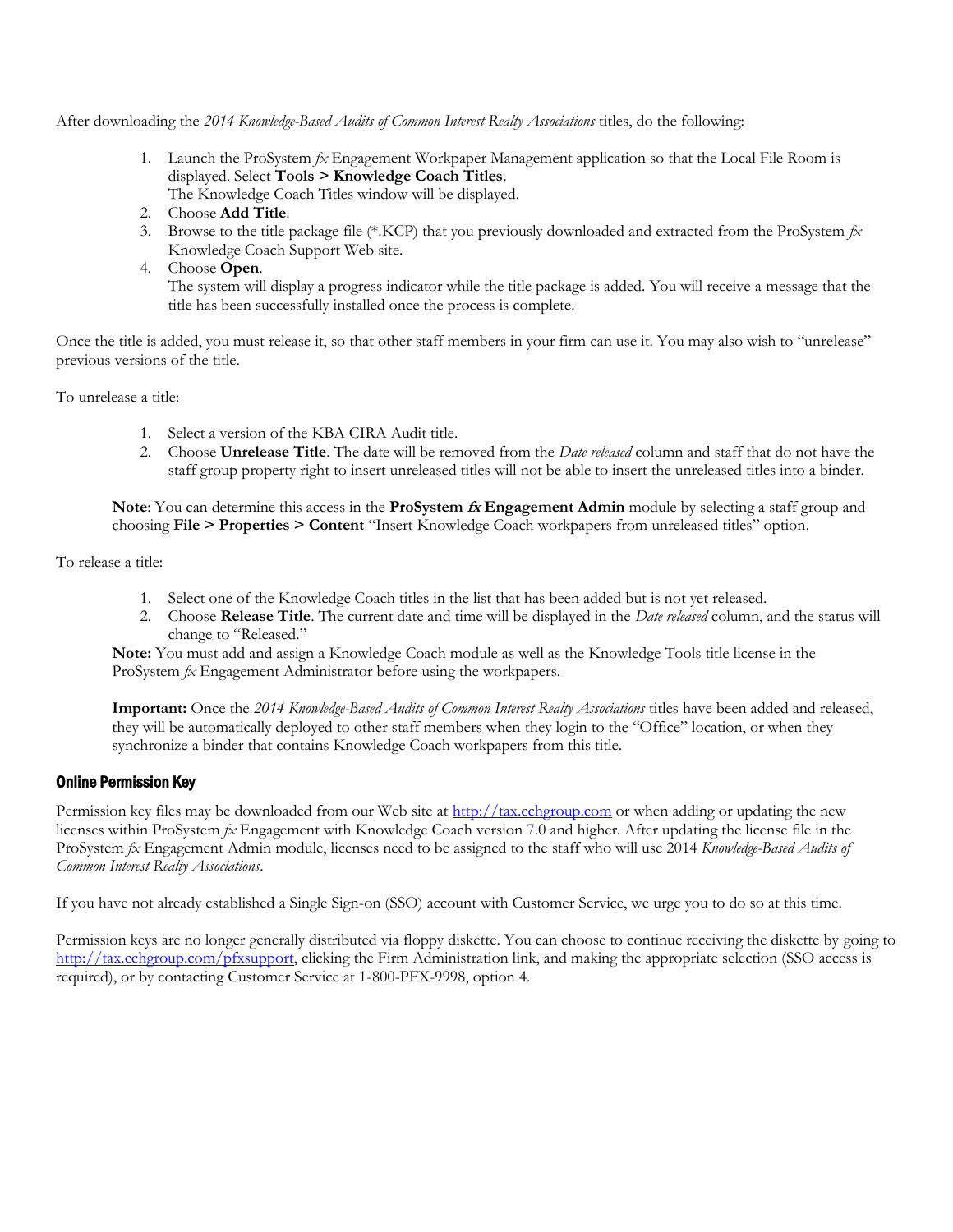After downloading the *2014 Knowledge-Based Audits of Common Interest Realty Associations* titles, do the following:

1. Launch the ProSystem *fx* Engagement Workpaper Management application so that the Local File Room is displayed. Select **Tools > Knowledge Coach Titles**.
   The Knowledge Coach Titles window will be displayed.
2. Choose **Add Title**.
3. Browse to the title package file (*.KCP) that you previously downloaded and extracted from the ProSystem *fx* Knowledge Coach Support Web site.
4. Choose **Open**.
   The system will display a progress indicator while the title package is added. You will receive a message that the title has been successfully installed once the process is complete.

Once the title is added, you must release it, so that other staff members in your firm can use it. You may also wish to "unrelease" previous versions of the title.

To unrelease a title:

1. Select a version of the KBA CIRA Audit title.
2. Choose **Unrelease Title**. The date will be removed from the *Date released* column and staff that do not have the staff group property right to insert unreleased titles will not be able to insert the unreleased titles into a binder.

**Note**: You can determine this access in the **ProSystem *fx* Engagement Admin** module by selecting a staff group and choosing **File > Properties > Content** "Insert Knowledge Coach workpapers from unreleased titles" option.

To release a title:

1. Select one of the Knowledge Coach titles in the list that has been added but is not yet released.
2. Choose **Release Title**. The current date and time will be displayed in the *Date released* column, and the status will change to "Released."

**Note:** You must add and assign a Knowledge Coach module as well as the Knowledge Tools title license in the ProSystem *fx* Engagement Administrator before using the workpapers.

**Important:** Once the *2014 Knowledge-Based Audits of Common Interest Realty Associations* titles have been added and released, they will be automatically deployed to other staff members when they login to the "Office" location, or when they synchronize a binder that contains Knowledge Coach workpapers from this title.

### Online Permission Key

Permission key files may be downloaded from our Web site at http://tax.cchgroup.com or when adding or updating the new licenses within ProSystem *fx* Engagement with Knowledge Coach version 7.0 and higher. After updating the license file in the ProSystem *fx* Engagement Admin module, licenses need to be assigned to the staff who will use 2014 *Knowledge-Based Audits of Common Interest Realty Associations*.

If you have not already established a Single Sign-on (SSO) account with Customer Service, we urge you to do so at this time.

Permission keys are no longer generally distributed via floppy diskette. You can choose to continue receiving the diskette by going to http://tax.cchgroup.com/pfxsupport, clicking the Firm Administration link, and making the appropriate selection (SSO access is required), or by contacting Customer Service at 1-800-PFX-9998, option 4.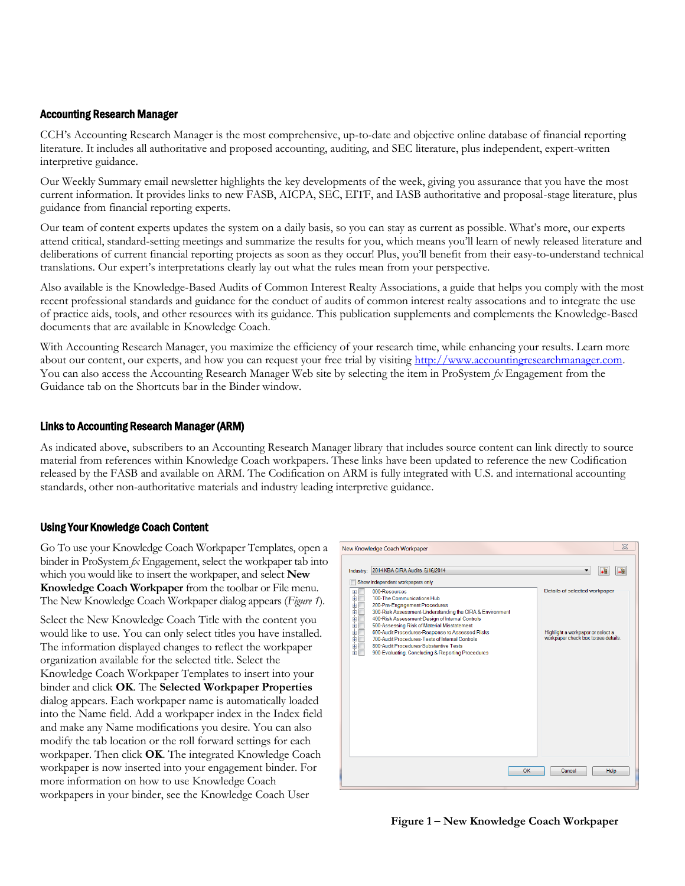## Accounting Research Manager

CCH's Accounting Research Manager is the most comprehensive, up-to-date and objective online database of financial reporting literature. It includes all authoritative and proposed accounting, auditing, and SEC literature, plus independent, expert-written interpretive guidance.

Our Weekly Summary email newsletter highlights the key developments of the week, giving you assurance that you have the most current information. It provides links to new FASB, AICPA, SEC, EITF, and IASB authoritative and proposal-stage literature, plus guidance from financial reporting experts.

Our team of content experts updates the system on a daily basis, so you can stay as current as possible. What's more, our experts attend critical, standard-setting meetings and summarize the results for you, which means you'll learn of newly released literature and deliberations of current financial reporting projects as soon as they occur! Plus, you'll benefit from their easy-to-understand technical translations. Our expert's interpretations clearly lay out what the rules mean from your perspective.

Also available is the Knowledge-Based Audits of Common Interest Realty Associations, a guide that helps you comply with the most recent professional standards and guidance for the conduct of audits of common interest realty assocations and to integrate the use of practice aids, tools, and other resources with its guidance. This publication supplements and complements the Knowledge-Based documents that are available in Knowledge Coach.

With Accounting Research Manager, you maximize the efficiency of your research time, while enhancing your results. Learn more about our content, our experts, and how you can request your free trial by visiting http://www.accountingresearchmanager.com. You can also access the Accounting Research Manager Web site by selecting the item in ProSystem *fx* Engagement from the Guidance tab on the Shortcuts bar in the Binder window.

## Links to Accounting Research Manager (ARM)

As indicated above, subscribers to an Accounting Research Manager library that includes source content can link directly to source material from references within Knowledge Coach workpapers. These links have been updated to reference the new Codification released by the FASB and available on ARM. The Codification on ARM is fully integrated with U.S. and international accounting standards, other non-authoritative materials and industry leading interpretive guidance.

## Using Your Knowledge Coach Content

Go To use your Knowledge Coach Workpaper Templates, open a binder in ProSystem *fx* Engagement, select the workpaper tab into which you would like to insert the workpaper, and select **New Knowledge Coach Workpaper** from the toolbar or File menu. The New Knowledge Coach Workpaper dialog appears (*Figure 1*).

Select the New Knowledge Coach Title with the content you would like to use. You can only select titles you have installed. The information displayed changes to reflect the workpaper organization available for the selected title. Select the Knowledge Coach Workpaper Templates to insert into your binder and click **OK**. The **Selected Workpaper Properties** dialog appears. Each workpaper name is automatically loaded into the Name field. Add a workpaper index in the Index field and make any Name modifications you desire. You can also modify the tab location or the roll forward settings for each workpaper. Then click **OK**. The integrated Knowledge Coach workpaper is now inserted into your engagement binder. For more information on how to use Knowledge Coach workpapers in your binder, see the Knowledge Coach User

**Figure 1 – New Knowledge Coach Workpaper**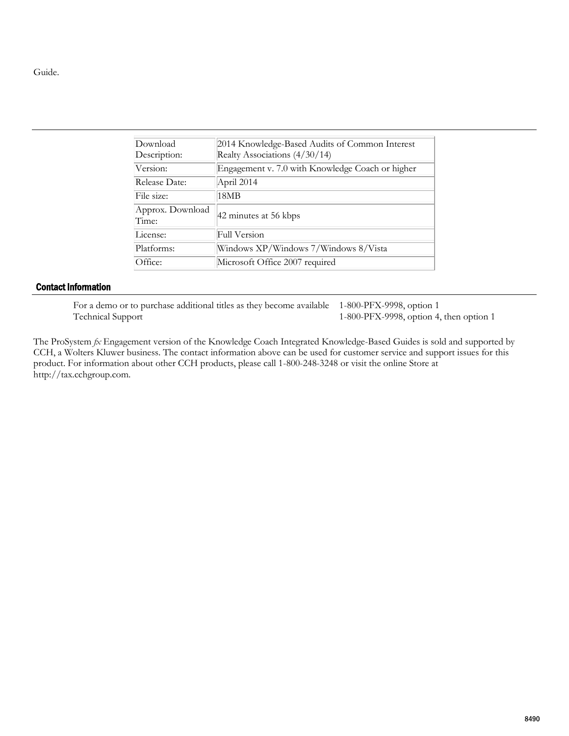Guide.

| | |
|---|---|
| Download Description: | 2014 Knowledge-Based Audits of Common Interest Realty Associations (4/30/14) |
| Version: | Engagement v. 7.0 with Knowledge Coach or higher |
| Release Date: | April 2014 |
| File size: | 18MB |
| Approx. Download Time: | 42 minutes at 56 kbps |
| License: | Full Version |
| Platforms: | Windows XP/Windows 7/Windows 8/Vista |
| Office: | Microsoft Office 2007 required |

## Contact Information

| | |
|---|---|
| For a demo or to purchase additional titles as they become available | 1-800-PFX-9998, option 1 |
| Technical Support | 1-800-PFX-9998, option 4, then option 1 |

The ProSystem *fx* Engagement version of the Knowledge Coach Integrated Knowledge-Based Guides is sold and supported by CCH, a Wolters Kluwer business. The contact information above can be used for customer service and support issues for this product. For information about other CCH products, please call 1-800-248-3248 or visit the online Store at http://tax.cchgroup.com.